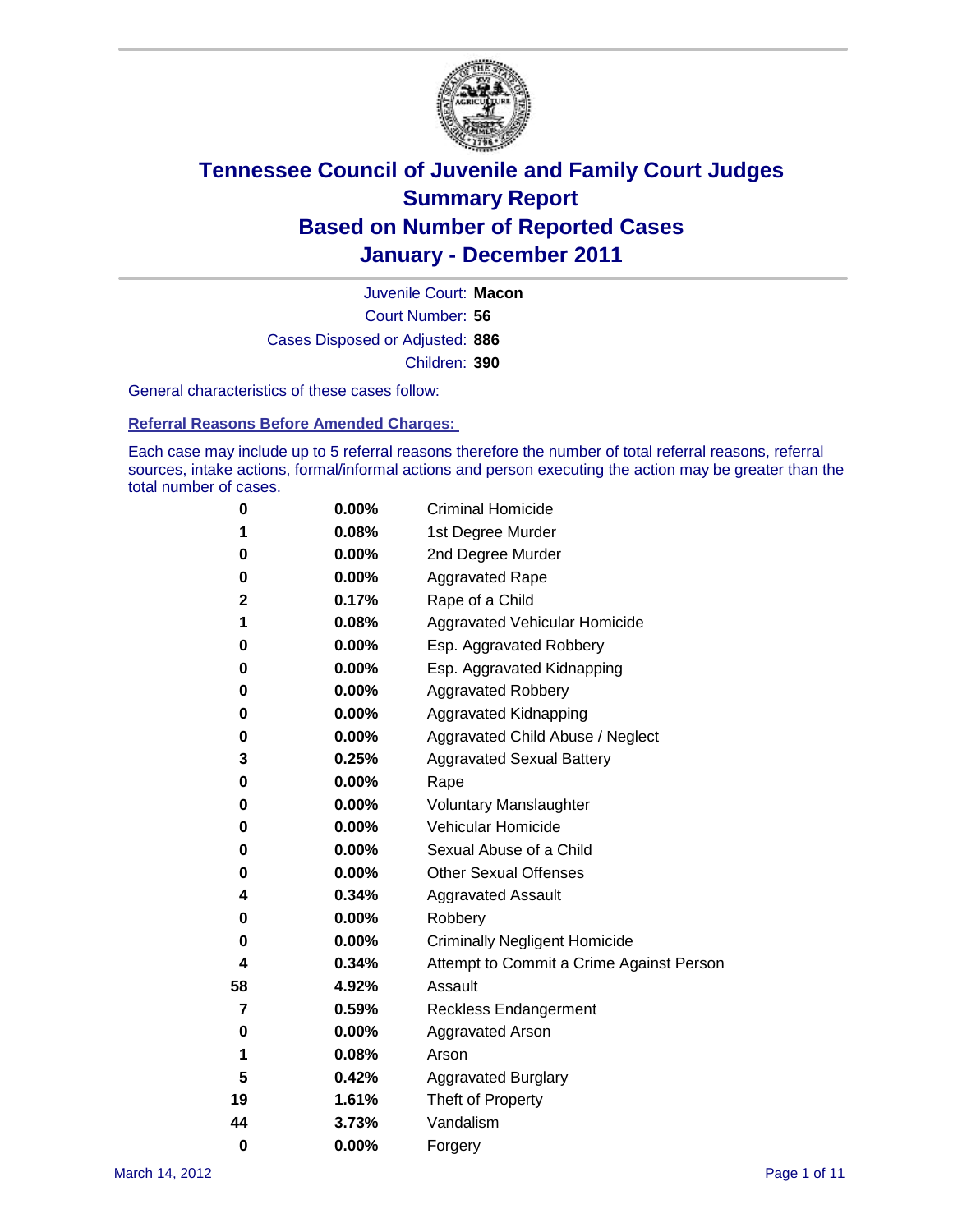# Tennessee Council of Juvenile and Family Court Judges
## Summary Report
## Based on Number of Reported Cases
## January - December 2011

Juvenile Court: **Macon**

Court Number: **56**

Cases Disposed or Adjusted: **886**

Children: **390**

General characteristics of these cases follow:

### Referral Reasons Before Amended Charges:

Each case may include up to 5 referral reasons therefore the number of total referral reasons, referral sources, intake actions, formal/informal actions and person executing the action may be greater than the total number of cases.

| Count | Percent | Referral Reason |
|---|---|---|
| 0 | 0.00% | Criminal Homicide |
| 1 | 0.08% | 1st Degree Murder |
| 0 | 0.00% | 2nd Degree Murder |
| 0 | 0.00% | Aggravated Rape |
| 2 | 0.17% | Rape of a Child |
| 1 | 0.08% | Aggravated Vehicular Homicide |
| 0 | 0.00% | Esp. Aggravated Robbery |
| 0 | 0.00% | Esp. Aggravated Kidnapping |
| 0 | 0.00% | Aggravated Robbery |
| 0 | 0.00% | Aggravated Kidnapping |
| 0 | 0.00% | Aggravated Child Abuse / Neglect |
| 3 | 0.25% | Aggravated Sexual Battery |
| 0 | 0.00% | Rape |
| 0 | 0.00% | Voluntary Manslaughter |
| 0 | 0.00% | Vehicular Homicide |
| 0 | 0.00% | Sexual Abuse of a Child |
| 0 | 0.00% | Other Sexual Offenses |
| 4 | 0.34% | Aggravated Assault |
| 0 | 0.00% | Robbery |
| 0 | 0.00% | Criminally Negligent Homicide |
| 4 | 0.34% | Attempt to Commit a Crime Against Person |
| 58 | 4.92% | Assault |
| 7 | 0.59% | Reckless Endangerment |
| 0 | 0.00% | Aggravated Arson |
| 1 | 0.08% | Arson |
| 5 | 0.42% | Aggravated Burglary |
| 19 | 1.61% | Theft of Property |
| 44 | 3.73% | Vandalism |
| 0 | 0.00% | Forgery |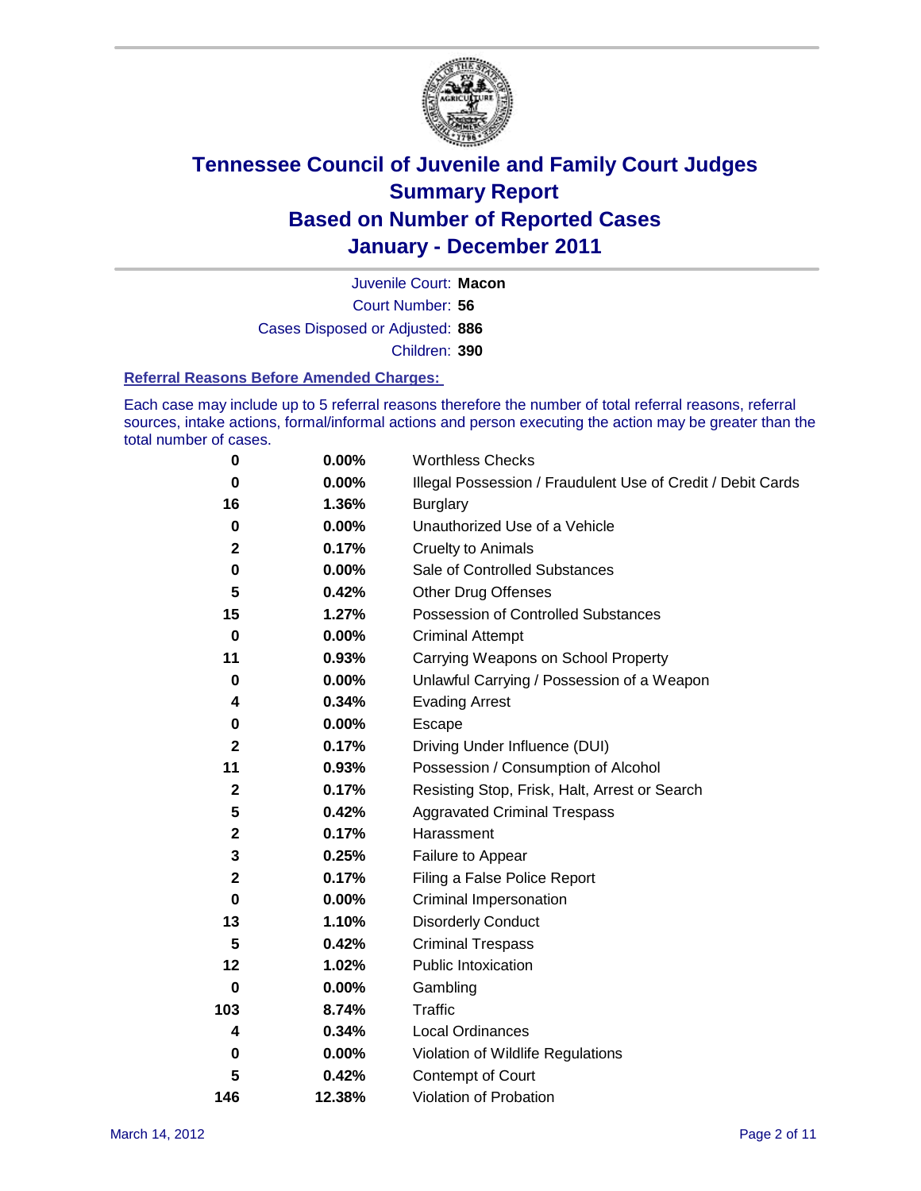# Tennessee Council of Juvenile and Family Court Judges
## Summary Report
## Based on Number of Reported Cases
## January - December 2011

Juvenile Court: **Macon**
Court Number: **56**
Cases Disposed or Adjusted: **886**
Children: **390**

### Referral Reasons Before Amended Charges:

Each case may include up to 5 referral reasons therefore the number of total referral reasons, referral sources, intake actions, formal/informal actions and person executing the action may be greater than the total number of cases.

| | | |
|---|---|---|
| 0 | 0.00% | Worthless Checks |
| 0 | 0.00% | Illegal Possession / Fraudulent Use of Credit / Debit Cards |
| 16 | 1.36% | Burglary |
| 0 | 0.00% | Unauthorized Use of a Vehicle |
| 2 | 0.17% | Cruelty to Animals |
| 0 | 0.00% | Sale of Controlled Substances |
| 5 | 0.42% | Other Drug Offenses |
| 15 | 1.27% | Possession of Controlled Substances |
| 0 | 0.00% | Criminal Attempt |
| 11 | 0.93% | Carrying Weapons on School Property |
| 0 | 0.00% | Unlawful Carrying / Possession of a Weapon |
| 4 | 0.34% | Evading Arrest |
| 0 | 0.00% | Escape |
| 2 | 0.17% | Driving Under Influence (DUI) |
| 11 | 0.93% | Possession / Consumption of Alcohol |
| 2 | 0.17% | Resisting Stop, Frisk, Halt, Arrest or Search |
| 5 | 0.42% | Aggravated Criminal Trespass |
| 2 | 0.17% | Harassment |
| 3 | 0.25% | Failure to Appear |
| 2 | 0.17% | Filing a False Police Report |
| 0 | 0.00% | Criminal Impersonation |
| 13 | 1.10% | Disorderly Conduct |
| 5 | 0.42% | Criminal Trespass |
| 12 | 1.02% | Public Intoxication |
| 0 | 0.00% | Gambling |
| 103 | 8.74% | Traffic |
| 4 | 0.34% | Local Ordinances |
| 0 | 0.00% | Violation of Wildlife Regulations |
| 5 | 0.42% | Contempt of Court |
| 146 | 12.38% | Violation of Probation |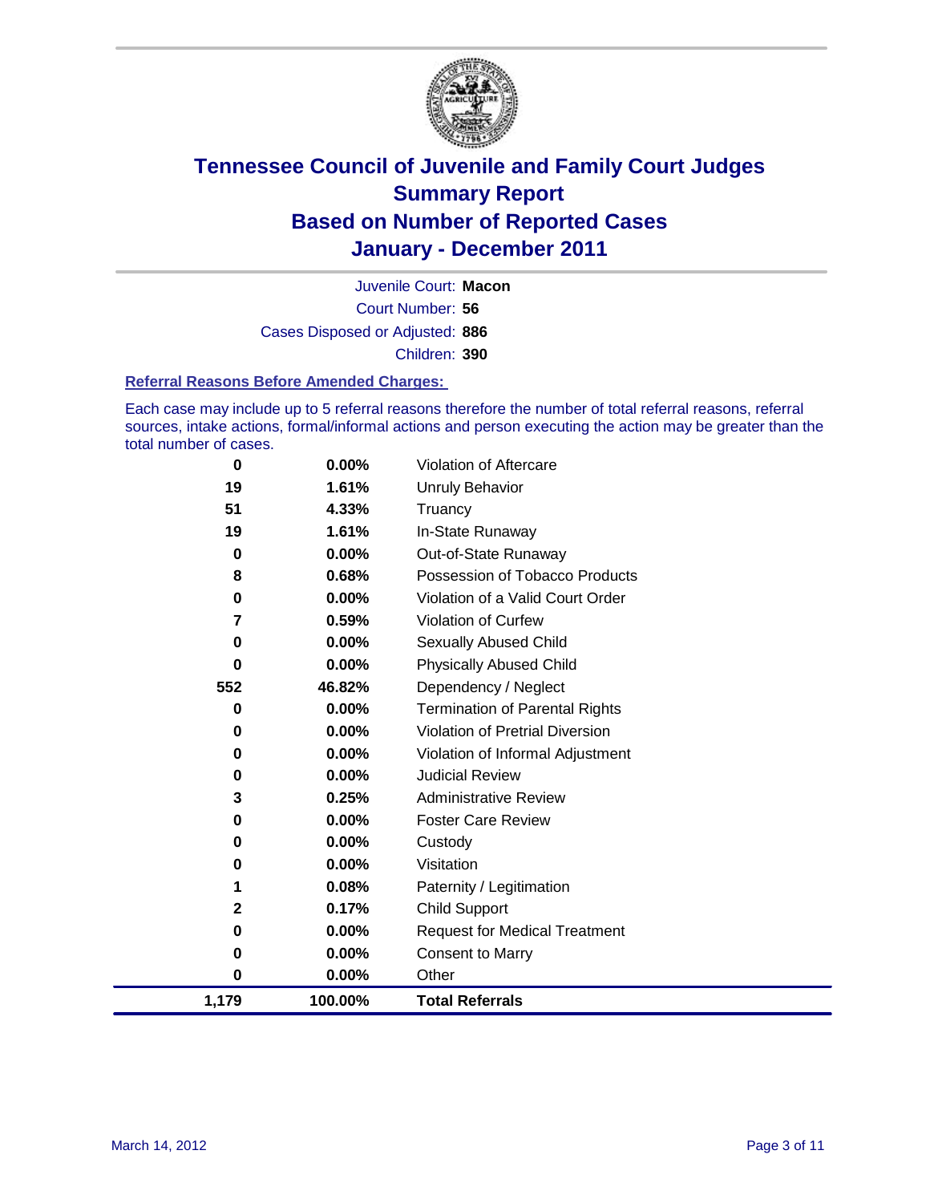# Tennessee Council of Juvenile and Family Court Judges
## Summary Report
## Based on Number of Reported Cases
## January - December 2011

Juvenile Court: **Macon**
Court Number: **56**
Cases Disposed or Adjusted: **886**
Children: **390**

### Referral Reasons Before Amended Charges:

Each case may include up to 5 referral reasons therefore the number of total referral reasons, referral sources, intake actions, formal/informal actions and person executing the action may be greater than the total number of cases.

| Count | Percent | Reason |
|---|---|---|
| 0 | 0.00% | Violation of Aftercare |
| 19 | 1.61% | Unruly Behavior |
| 51 | 4.33% | Truancy |
| 19 | 1.61% | In-State Runaway |
| 0 | 0.00% | Out-of-State Runaway |
| 8 | 0.68% | Possession of Tobacco Products |
| 0 | 0.00% | Violation of a Valid Court Order |
| 7 | 0.59% | Violation of Curfew |
| 0 | 0.00% | Sexually Abused Child |
| 0 | 0.00% | Physically Abused Child |
| 552 | 46.82% | Dependency / Neglect |
| 0 | 0.00% | Termination of Parental Rights |
| 0 | 0.00% | Violation of Pretrial Diversion |
| 0 | 0.00% | Violation of Informal Adjustment |
| 0 | 0.00% | Judicial Review |
| 3 | 0.25% | Administrative Review |
| 0 | 0.00% | Foster Care Review |
| 0 | 0.00% | Custody |
| 0 | 0.00% | Visitation |
| 1 | 0.08% | Paternity / Legitimation |
| 2 | 0.17% | Child Support |
| 0 | 0.00% | Request for Medical Treatment |
| 0 | 0.00% | Consent to Marry |
| 0 | 0.00% | Other |
| **1,179** | **100.00%** | **Total Referrals** |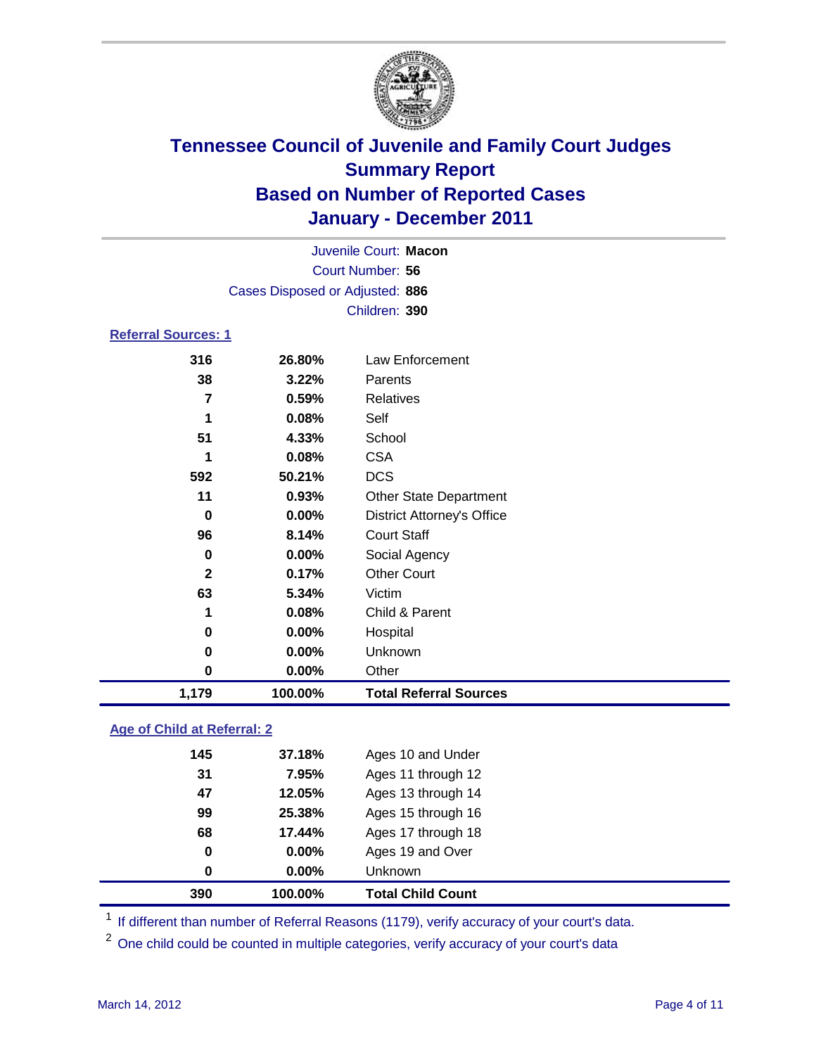# Tennessee Council of Juvenile and Family Court Judges
## Summary Report
## Based on Number of Reported Cases
## January - December 2011

Juvenile Court: **Macon**
Court Number: **56**
Cases Disposed or Adjusted: **886**
Children: **390**

### Referral Sources: 1

| | | |
|---|---|---|
| 316 | 26.80% | Law Enforcement |
| 38 | 3.22% | Parents |
| 7 | 0.59% | Relatives |
| 1 | 0.08% | Self |
| 51 | 4.33% | School |
| 1 | 0.08% | CSA |
| 592 | 50.21% | DCS |
| 11 | 0.93% | Other State Department |
| 0 | 0.00% | District Attorney's Office |
| 96 | 8.14% | Court Staff |
| 0 | 0.00% | Social Agency |
| 2 | 0.17% | Other Court |
| 63 | 5.34% | Victim |
| 1 | 0.08% | Child & Parent |
| 0 | 0.00% | Hospital |
| 0 | 0.00% | Unknown |
| 0 | 0.00% | Other |
| **1,179** | **100.00%** | **Total Referral Sources** |

### Age of Child at Referral: 2

| | | |
|---|---|---|
| 145 | 37.18% | Ages 10 and Under |
| 31 | 7.95% | Ages 11 through 12 |
| 47 | 12.05% | Ages 13 through 14 |
| 99 | 25.38% | Ages 15 through 16 |
| 68 | 17.44% | Ages 17 through 18 |
| 0 | 0.00% | Ages 19 and Over |
| 0 | 0.00% | Unknown |
| **390** | **100.00%** | **Total Child Count** |

[1] If different than number of Referral Reasons (1179), verify accuracy of your court's data.

[2] One child could be counted in multiple categories, verify accuracy of your court's data

March 14, 2012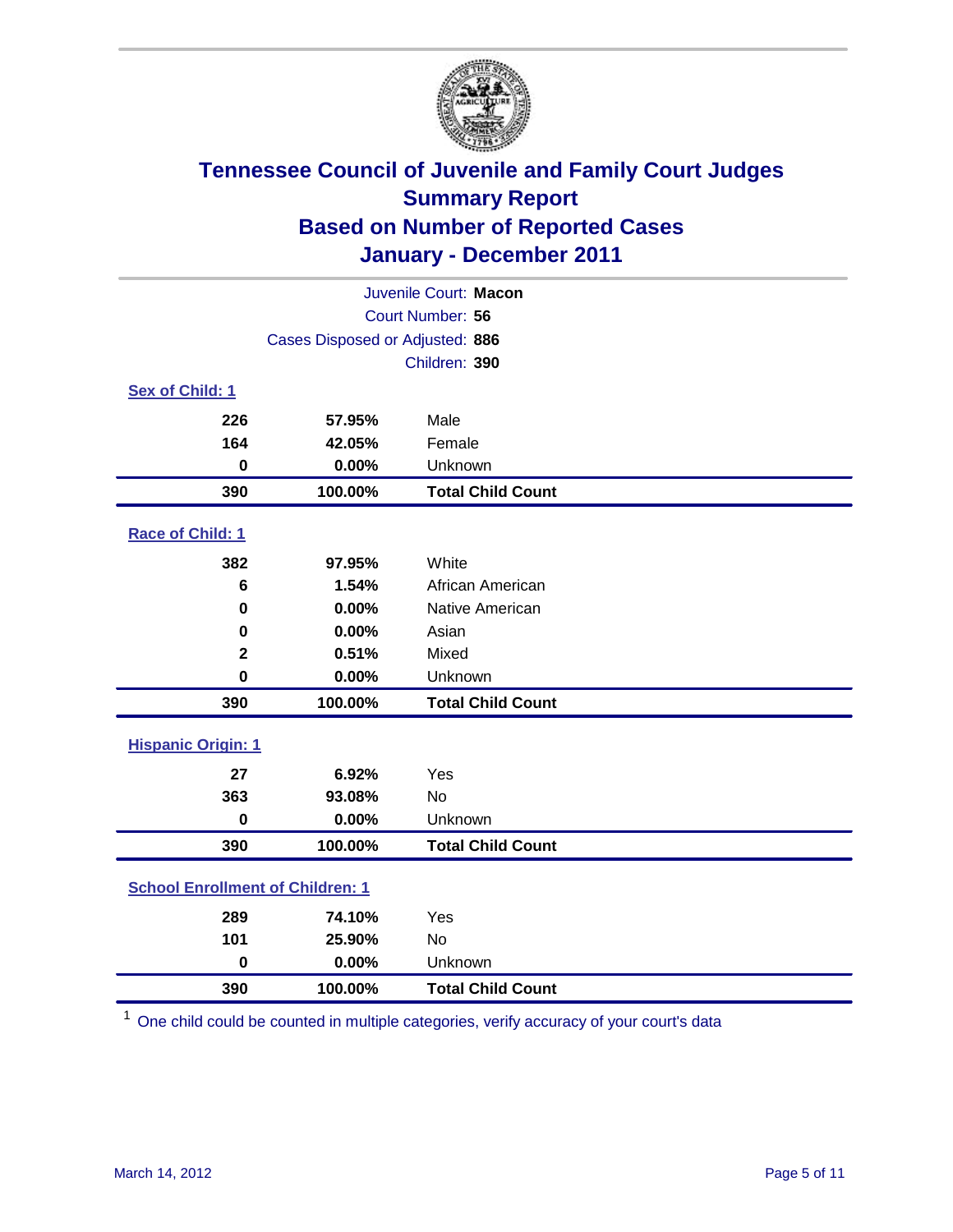# Tennessee Council of Juvenile and Family Court Judges
## Summary Report
## Based on Number of Reported Cases
## January - December 2011

Juvenile Court: **Macon**
Court Number: **56**
Cases Disposed or Adjusted: **886**
Children: **390**

### Sex of Child: 1

| | | |
|---|---|---|
| 226 | 57.95% | Male |
| 164 | 42.05% | Female |
| 0 | 0.00% | Unknown |
| **390** | **100.00%** | **Total Child Count** |

### Race of Child: 1

| | | |
|---|---|---|
| 382 | 97.95% | White |
| 6 | 1.54% | African American |
| 0 | 0.00% | Native American |
| 0 | 0.00% | Asian |
| 2 | 0.51% | Mixed |
| 0 | 0.00% | Unknown |
| **390** | **100.00%** | **Total Child Count** |

### Hispanic Origin: 1

| | | |
|---|---|---|
| 27 | 6.92% | Yes |
| 363 | 93.08% | No |
| 0 | 0.00% | Unknown |
| **390** | **100.00%** | **Total Child Count** |

### School Enrollment of Children: 1

| | | |
|---|---|---|
| 289 | 74.10% | Yes |
| 101 | 25.90% | No |
| 0 | 0.00% | Unknown |
| **390** | **100.00%** | **Total Child Count** |

[1] One child could be counted in multiple categories, verify accuracy of your court's data

March 14, 2012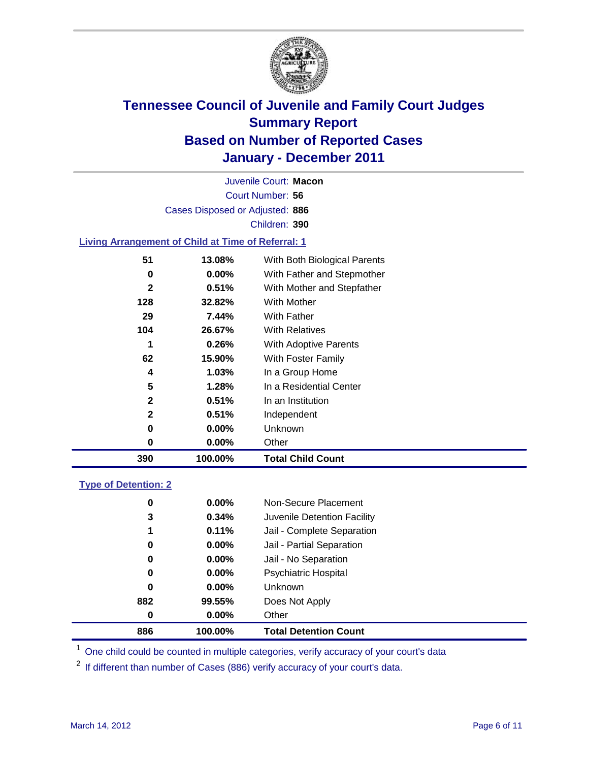# Tennessee Council of Juvenile and Family Court Judges
## Summary Report
## Based on Number of Reported Cases
## January - December 2011

Juvenile Court: **Macon**

Court Number: **56**

Cases Disposed or Adjusted: **886**

Children: **390**

### Living Arrangement of Child at Time of Referral: 1

| Count | Percent | Category |
|---|---|---|
| 51 | 13.08% | With Both Biological Parents |
| 0 | 0.00% | With Father and Stepmother |
| 2 | 0.51% | With Mother and Stepfather |
| 128 | 32.82% | With Mother |
| 29 | 7.44% | With Father |
| 104 | 26.67% | With Relatives |
| 1 | 0.26% | With Adoptive Parents |
| 62 | 15.90% | With Foster Family |
| 4 | 1.03% | In a Group Home |
| 5 | 1.28% | In a Residential Center |
| 2 | 0.51% | In an Institution |
| 2 | 0.51% | Independent |
| 0 | 0.00% | Unknown |
| 0 | 0.00% | Other |
| **390** | **100.00%** | **Total Child Count** |

### Type of Detention: 2

| Count | Percent | Category |
|---|---|---|
| 0 | 0.00% | Non-Secure Placement |
| 3 | 0.34% | Juvenile Detention Facility |
| 1 | 0.11% | Jail - Complete Separation |
| 0 | 0.00% | Jail - Partial Separation |
| 0 | 0.00% | Jail - No Separation |
| 0 | 0.00% | Psychiatric Hospital |
| 0 | 0.00% | Unknown |
| 882 | 99.55% | Does Not Apply |
| 0 | 0.00% | Other |
| **886** | **100.00%** | **Total Detention Count** |

[1] One child could be counted in multiple categories, verify accuracy of your court's data

[2] If different than number of Cases (886) verify accuracy of your court's data.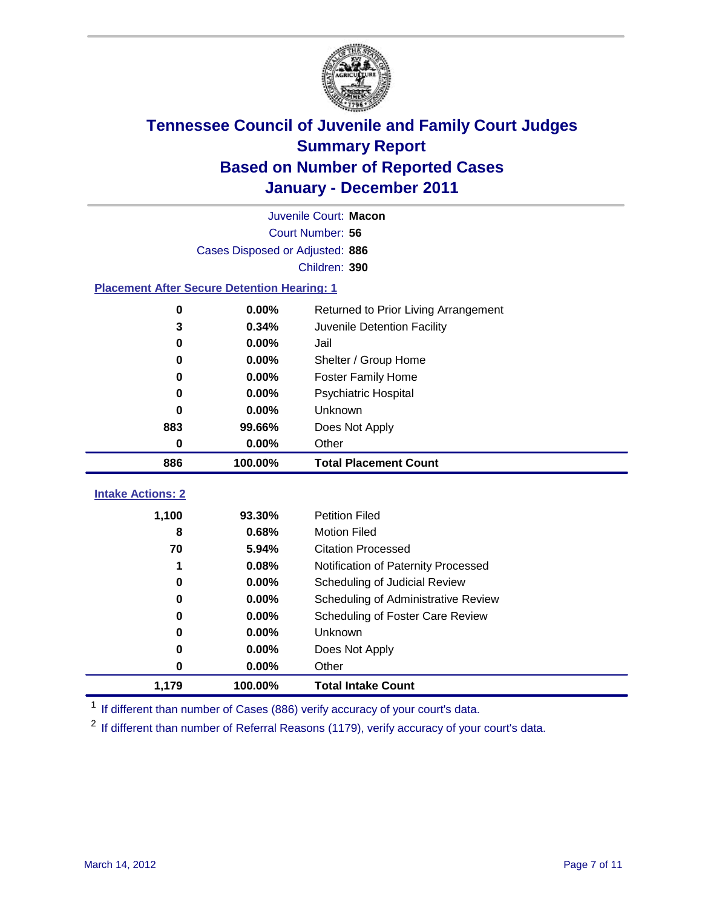# Tennessee Council of Juvenile and Family Court Judges
## Summary Report
## Based on Number of Reported Cases
## January - December 2011

Juvenile Court: **Macon**
Court Number: **56**
Cases Disposed or Adjusted: **886**
Children: **390**

### Placement After Secure Detention Hearing: 1

| Count | Percent | Placement |
|---|---|---|
| 0 | 0.00% | Returned to Prior Living Arrangement |
| 3 | 0.34% | Juvenile Detention Facility |
| 0 | 0.00% | Jail |
| 0 | 0.00% | Shelter / Group Home |
| 0 | 0.00% | Foster Family Home |
| 0 | 0.00% | Psychiatric Hospital |
| 0 | 0.00% | Unknown |
| 883 | 99.66% | Does Not Apply |
| 0 | 0.00% | Other |
| **886** | **100.00%** | **Total Placement Count** |

### Intake Actions: 2

| Count | Percent | Intake Action |
|---|---|---|
| 1,100 | 93.30% | Petition Filed |
| 8 | 0.68% | Motion Filed |
| 70 | 5.94% | Citation Processed |
| 1 | 0.08% | Notification of Paternity Processed |
| 0 | 0.00% | Scheduling of Judicial Review |
| 0 | 0.00% | Scheduling of Administrative Review |
| 0 | 0.00% | Scheduling of Foster Care Review |
| 0 | 0.00% | Unknown |
| 0 | 0.00% | Does Not Apply |
| 0 | 0.00% | Other |
| **1,179** | **100.00%** | **Total Intake Count** |

[1] If different than number of Cases (886) verify accuracy of your court's data.

[2] If different than number of Referral Reasons (1179), verify accuracy of your court's data.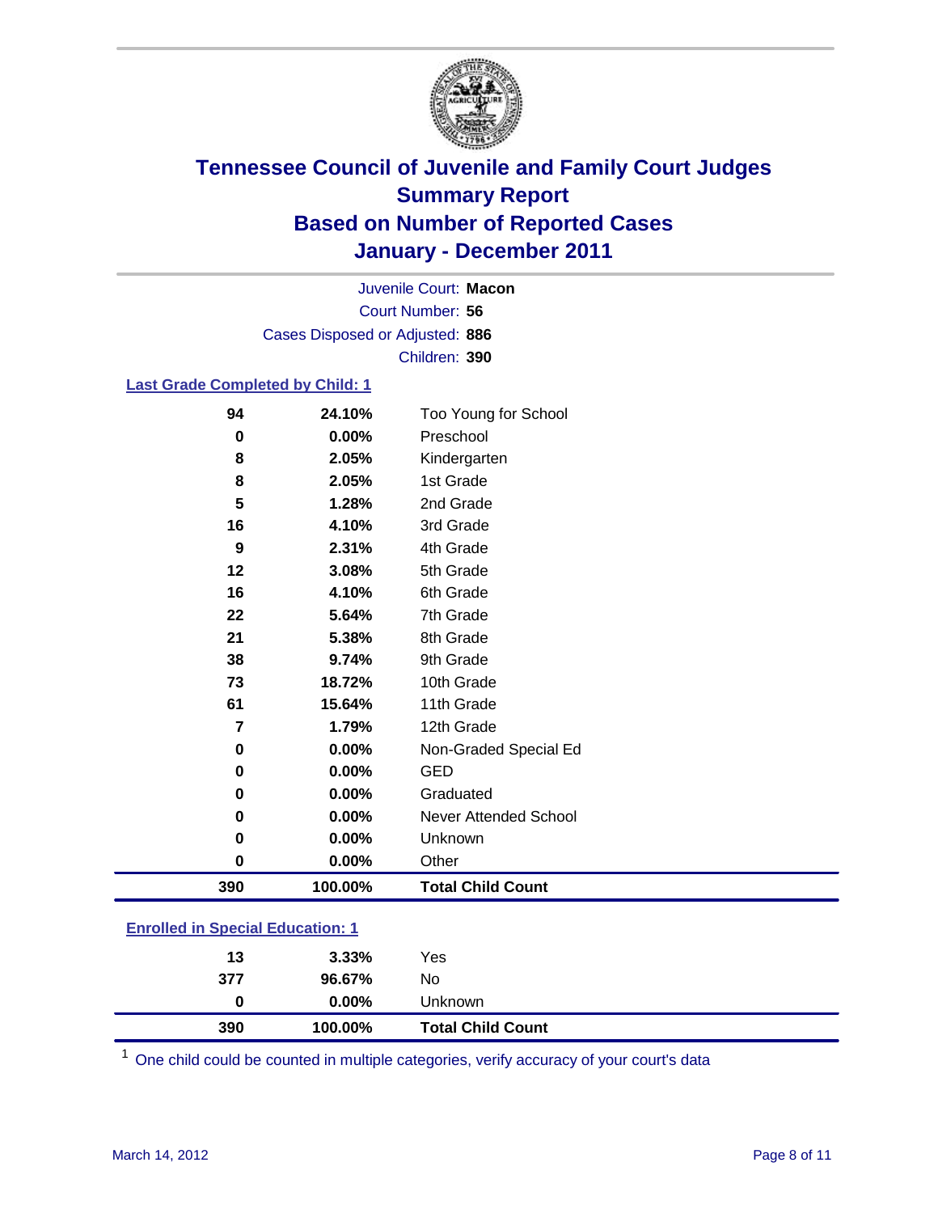# Tennessee Council of Juvenile and Family Court Judges
## Summary Report
## Based on Number of Reported Cases
## January - December 2011

Juvenile Court: **Macon**
Court Number: **56**
Cases Disposed or Adjusted: **886**
Children: **390**

### Last Grade Completed by Child: 1

| Count | Percent | Category |
|---|---|---|
| 94 | 24.10% | Too Young for School |
| 0 | 0.00% | Preschool |
| 8 | 2.05% | Kindergarten |
| 8 | 2.05% | 1st Grade |
| 5 | 1.28% | 2nd Grade |
| 16 | 4.10% | 3rd Grade |
| 9 | 2.31% | 4th Grade |
| 12 | 3.08% | 5th Grade |
| 16 | 4.10% | 6th Grade |
| 22 | 5.64% | 7th Grade |
| 21 | 5.38% | 8th Grade |
| 38 | 9.74% | 9th Grade |
| 73 | 18.72% | 10th Grade |
| 61 | 15.64% | 11th Grade |
| 7 | 1.79% | 12th Grade |
| 0 | 0.00% | Non-Graded Special Ed |
| 0 | 0.00% | GED |
| 0 | 0.00% | Graduated |
| 0 | 0.00% | Never Attended School |
| 0 | 0.00% | Unknown |
| 0 | 0.00% | Other |
| **390** | **100.00%** | **Total Child Count** |

### Enrolled in Special Education: 1

| Count | Percent | Category |
|---|---|---|
| 13 | 3.33% | Yes |
| 377 | 96.67% | No |
| 0 | 0.00% | Unknown |
| **390** | **100.00%** | **Total Child Count** |

[1] One child could be counted in multiple categories, verify accuracy of your court's data

March 14, 2012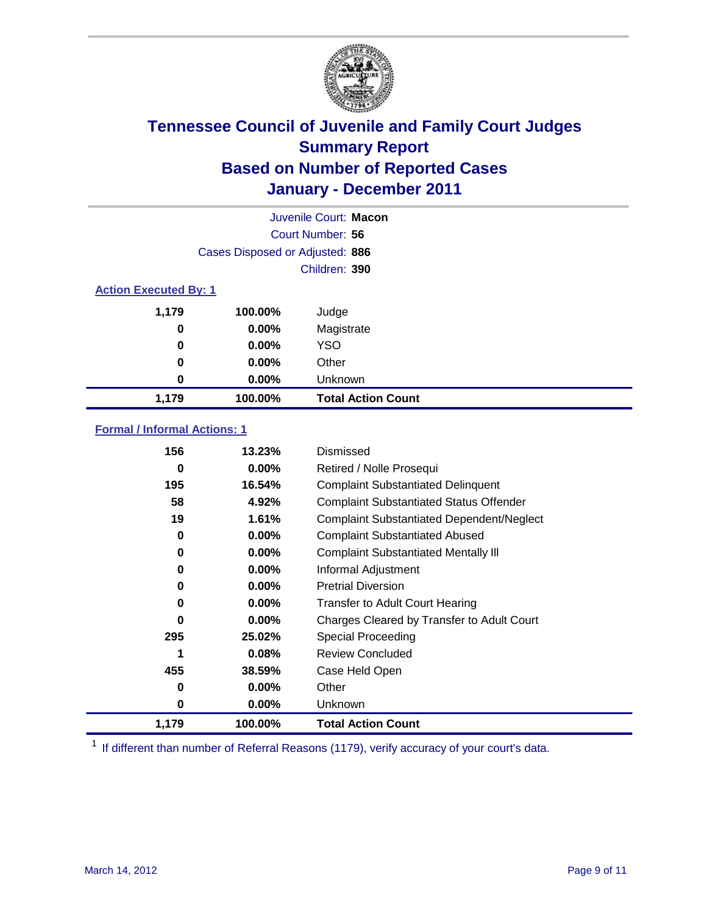# Tennessee Council of Juvenile and Family Court Judges
## Summary Report
## Based on Number of Reported Cases
## January - December 2011

Juvenile Court: **Macon**
Court Number: **56**
Cases Disposed or Adjusted: **886**
Children: **390**

### Action Executed By: 1

| Count | Percent | Action |
|---|---|---|
| 1,179 | 100.00% | Judge |
| 0 | 0.00% | Magistrate |
| 0 | 0.00% | YSO |
| 0 | 0.00% | Other |
| 0 | 0.00% | Unknown |
| **1,179** | **100.00%** | **Total Action Count** |

### Formal / Informal Actions: 1

| Count | Percent | Action |
|---|---|---|
| 156 | 13.23% | Dismissed |
| 0 | 0.00% | Retired / Nolle Prosequi |
| 195 | 16.54% | Complaint Substantiated Delinquent |
| 58 | 4.92% | Complaint Substantiated Status Offender |
| 19 | 1.61% | Complaint Substantiated Dependent/Neglect |
| 0 | 0.00% | Complaint Substantiated Abused |
| 0 | 0.00% | Complaint Substantiated Mentally Ill |
| 0 | 0.00% | Informal Adjustment |
| 0 | 0.00% | Pretrial Diversion |
| 0 | 0.00% | Transfer to Adult Court Hearing |
| 0 | 0.00% | Charges Cleared by Transfer to Adult Court |
| 295 | 25.02% | Special Proceeding |
| 1 | 0.08% | Review Concluded |
| 455 | 38.59% | Case Held Open |
| 0 | 0.00% | Other |
| 0 | 0.00% | Unknown |
| **1,179** | **100.00%** | **Total Action Count** |

[1] If different than number of Referral Reasons (1179), verify accuracy of your court's data.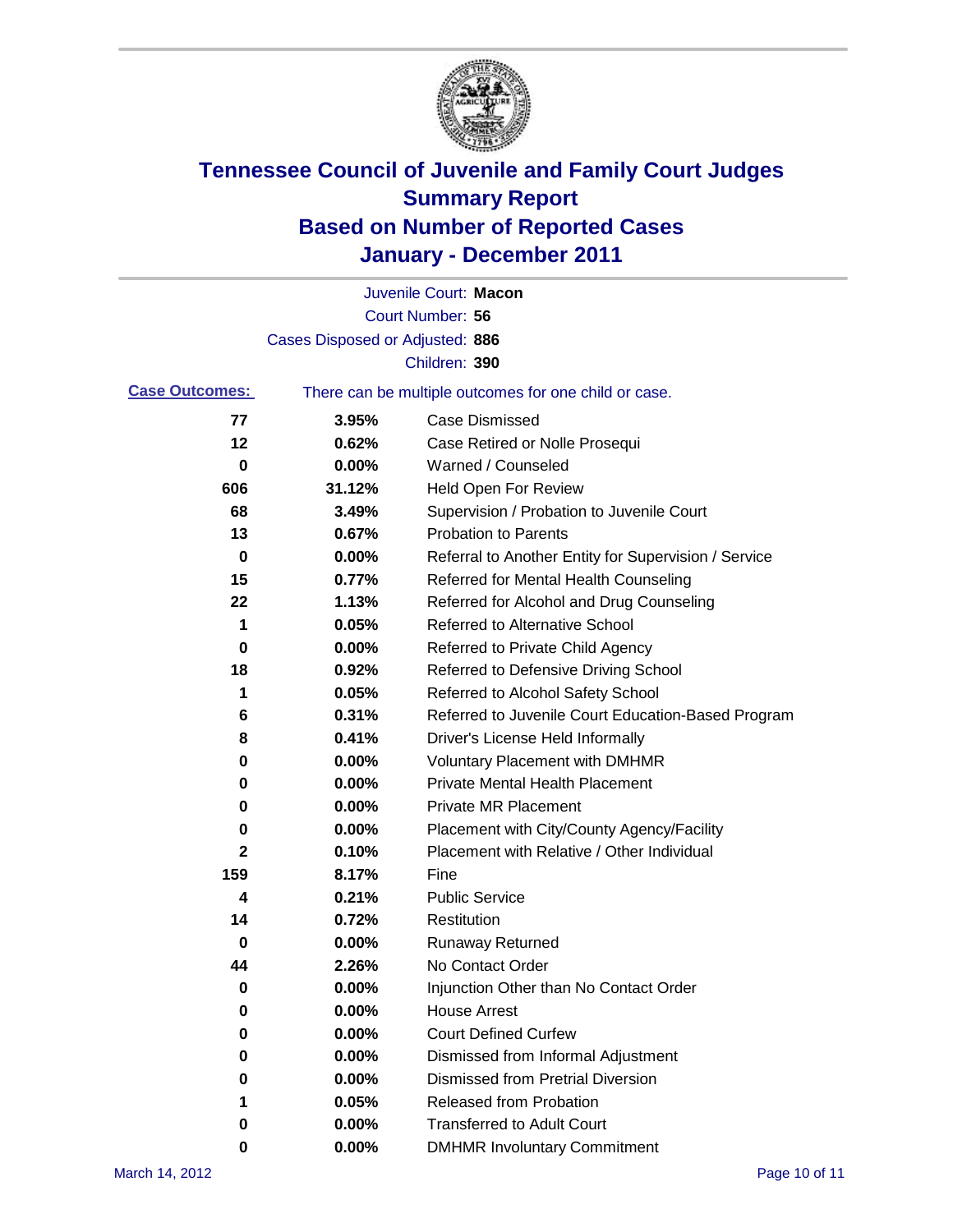# Tennessee Council of Juvenile and Family Court Judges
## Summary Report
## Based on Number of Reported Cases
## January - December 2011

Juvenile Court: **Macon**

Court Number: **56**

Cases Disposed or Adjusted: **886**

Children: **390**

**Case Outcomes:** There can be multiple outcomes for one child or case.

| | | |
|---|---|---|
| 77 | 3.95% | Case Dismissed |
| 12 | 0.62% | Case Retired or Nolle Prosequi |
| 0 | 0.00% | Warned / Counseled |
| 606 | 31.12% | Held Open For Review |
| 68 | 3.49% | Supervision / Probation to Juvenile Court |
| 13 | 0.67% | Probation to Parents |
| 0 | 0.00% | Referral to Another Entity for Supervision / Service |
| 15 | 0.77% | Referred for Mental Health Counseling |
| 22 | 1.13% | Referred for Alcohol and Drug Counseling |
| 1 | 0.05% | Referred to Alternative School |
| 0 | 0.00% | Referred to Private Child Agency |
| 18 | 0.92% | Referred to Defensive Driving School |
| 1 | 0.05% | Referred to Alcohol Safety School |
| 6 | 0.31% | Referred to Juvenile Court Education-Based Program |
| 8 | 0.41% | Driver's License Held Informally |
| 0 | 0.00% | Voluntary Placement with DMHMR |
| 0 | 0.00% | Private Mental Health Placement |
| 0 | 0.00% | Private MR Placement |
| 0 | 0.00% | Placement with City/County Agency/Facility |
| 2 | 0.10% | Placement with Relative / Other Individual |
| 159 | 8.17% | Fine |
| 4 | 0.21% | Public Service |
| 14 | 0.72% | Restitution |
| 0 | 0.00% | Runaway Returned |
| 44 | 2.26% | No Contact Order |
| 0 | 0.00% | Injunction Other than No Contact Order |
| 0 | 0.00% | House Arrest |
| 0 | 0.00% | Court Defined Curfew |
| 0 | 0.00% | Dismissed from Informal Adjustment |
| 0 | 0.00% | Dismissed from Pretrial Diversion |
| 1 | 0.05% | Released from Probation |
| 0 | 0.00% | Transferred to Adult Court |
| 0 | 0.00% | DMHMR Involuntary Commitment |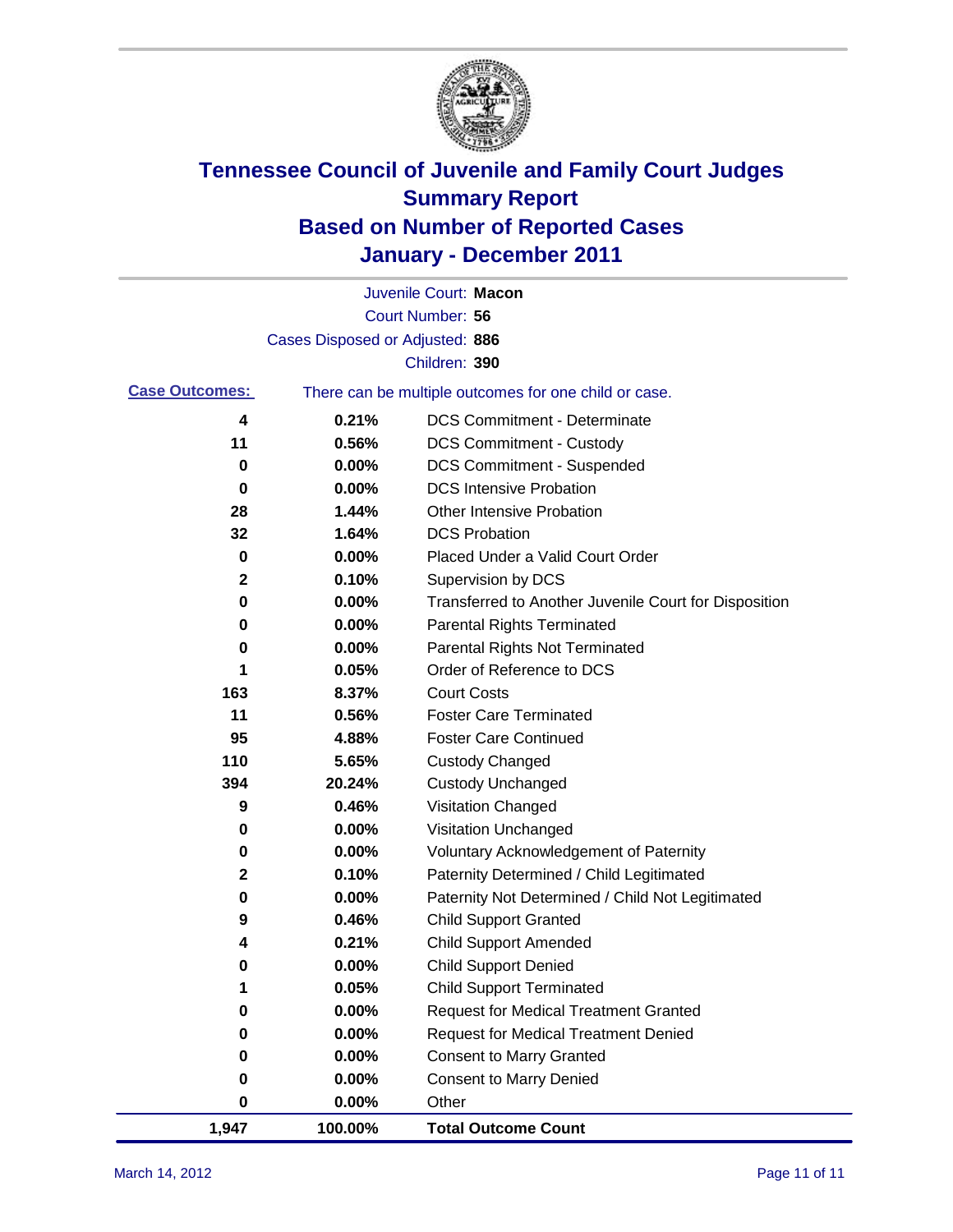# Tennessee Council of Juvenile and Family Court Judges
# Summary Report
# Based on Number of Reported Cases
# January - December 2011

Juvenile Court: **Macon**

Court Number: **56**

Cases Disposed or Adjusted: **886**

Children: **390**

**Case Outcomes:** There can be multiple outcomes for one child or case.

| | | |
|---|---|---|
| 4 | 0.21% | DCS Commitment - Determinate |
| 11 | 0.56% | DCS Commitment - Custody |
| 0 | 0.00% | DCS Commitment - Suspended |
| 0 | 0.00% | DCS Intensive Probation |
| 28 | 1.44% | Other Intensive Probation |
| 32 | 1.64% | DCS Probation |
| 0 | 0.00% | Placed Under a Valid Court Order |
| 2 | 0.10% | Supervision by DCS |
| 0 | 0.00% | Transferred to Another Juvenile Court for Disposition |
| 0 | 0.00% | Parental Rights Terminated |
| 0 | 0.00% | Parental Rights Not Terminated |
| 1 | 0.05% | Order of Reference to DCS |
| 163 | 8.37% | Court Costs |
| 11 | 0.56% | Foster Care Terminated |
| 95 | 4.88% | Foster Care Continued |
| 110 | 5.65% | Custody Changed |
| 394 | 20.24% | Custody Unchanged |
| 9 | 0.46% | Visitation Changed |
| 0 | 0.00% | Visitation Unchanged |
| 0 | 0.00% | Voluntary Acknowledgement of Paternity |
| 2 | 0.10% | Paternity Determined / Child Legitimated |
| 0 | 0.00% | Paternity Not Determined / Child Not Legitimated |
| 9 | 0.46% | Child Support Granted |
| 4 | 0.21% | Child Support Amended |
| 0 | 0.00% | Child Support Denied |
| 1 | 0.05% | Child Support Terminated |
| 0 | 0.00% | Request for Medical Treatment Granted |
| 0 | 0.00% | Request for Medical Treatment Denied |
| 0 | 0.00% | Consent to Marry Granted |
| 0 | 0.00% | Consent to Marry Denied |
| 0 | 0.00% | Other |
| **1,947** | **100.00%** | **Total Outcome Count** |